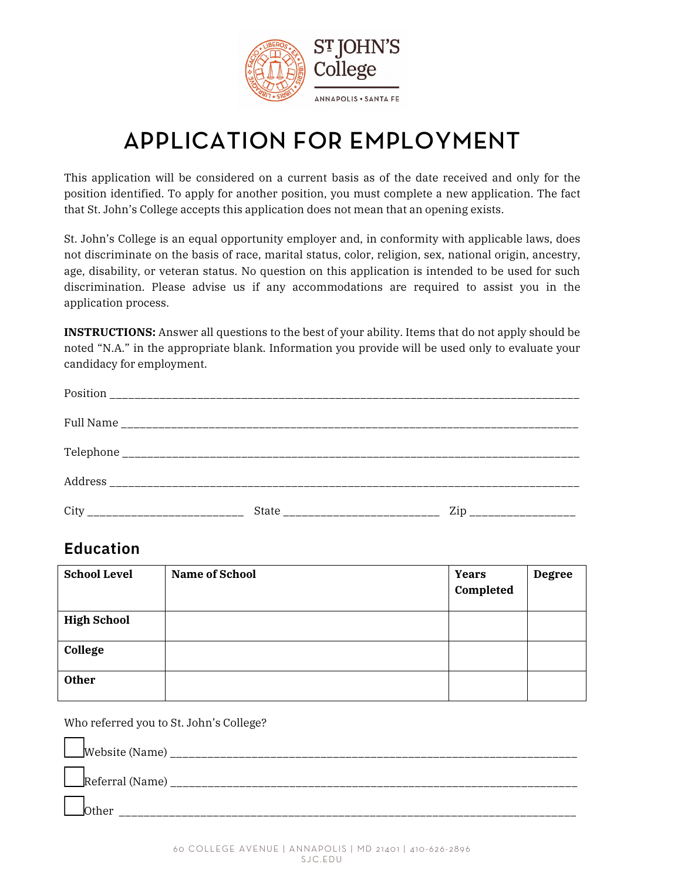# APPLICATION FOR EMPLOYMENT

This application will be considered on a current basis as of the date received and only for the position identified. To apply for another position, you must complete a new application. The fact that St. John's College accepts this application does not mean that an opening exists.

St. John's College is an equal opportunity employer and, in conformity with applicable laws, does not discriminate on the basis of race, marital status, color, religion, sex, national origin, ancestry, age, disability, or veteran status. No question on this application is intended to be used for such discrimination. Please advise us if any accommodations are required to assist you in the application process.

**INSTRUCTIONS:** Answer all questions to the best of your ability. Items that do not apply should be noted "N.A." in the appropriate blank. Information you provide will be used only to evaluate your candidacy for employment.

Position ____________________________________________________________

Full Name ____________________________________________________________

Telephone ____________________________________________________________

Address ____________________________________________________________

City ____________________ State ____________________ Zip ______________

## Education

| School Level | Name of School | Years Completed | Degree |
|---|---|---|---|
| **High School** | | | |
| **College** | | | |
| **Other** | | | |

Who referred you to St. John's College?

☐ Website (Name) ____________________________________________________________

☐ Referral (Name) ____________________________________________________________

☐ Other ____________________________________________________________

60 COLLEGE AVENUE | ANNAPOLIS | MD 21401 | 410-626-2896
SJC.EDU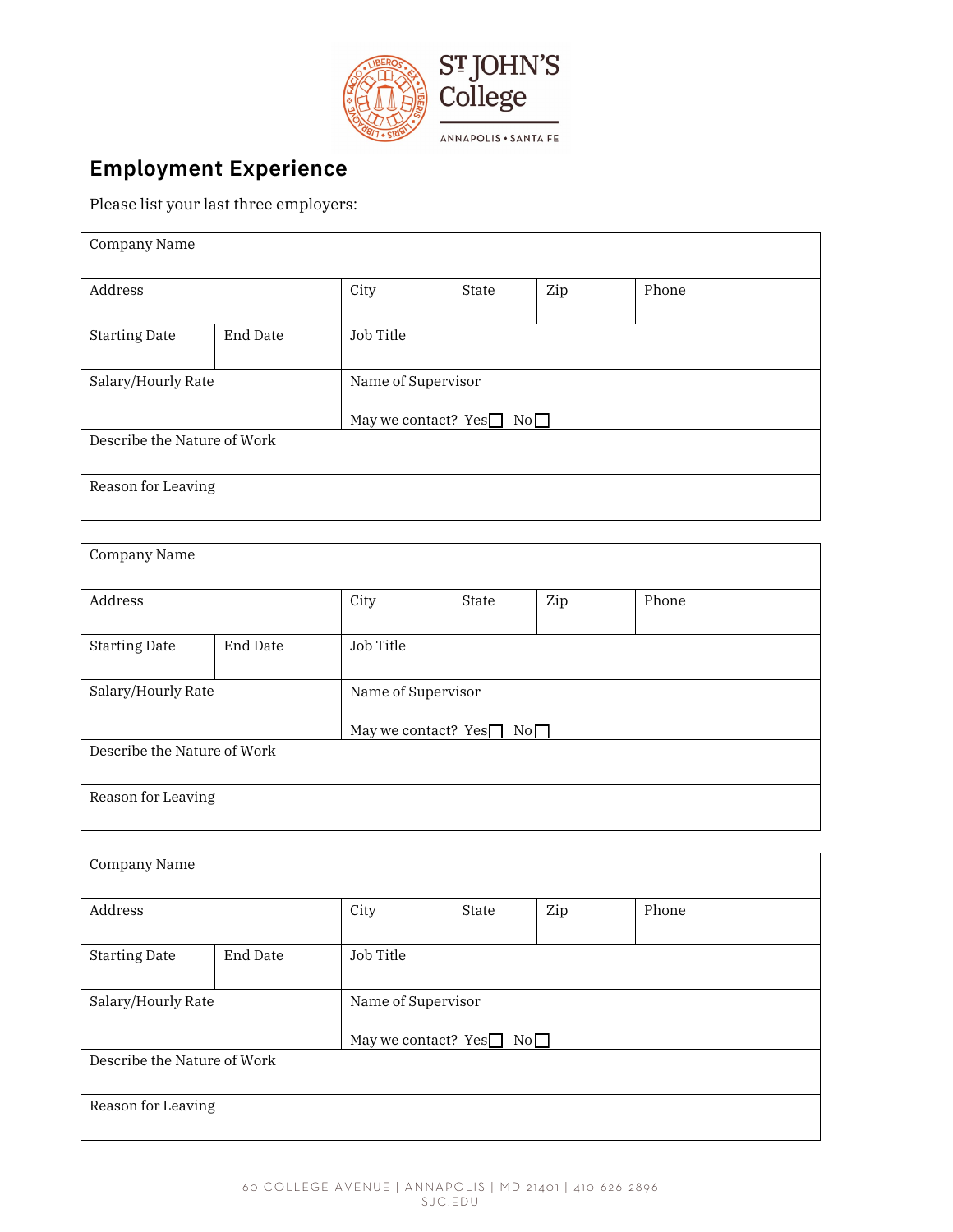## Employment Experience

Please list your last three employers:

| Company Name | | | | | |
|---|---|---|---|---|---|
| Address | | City | State | Zip | Phone |
| Starting Date | End Date | Job Title | | | |
| Salary/Hourly Rate | | Name of Supervisor<br><br>May we contact? Yes ☐ No ☐ | | | |
| Describe the Nature of Work | | | | | |
| Reason for Leaving | | | | | |

| Company Name | | | | | |
|---|---|---|---|---|---|
| Address | | City | State | Zip | Phone |
| Starting Date | End Date | Job Title | | | |
| Salary/Hourly Rate | | Name of Supervisor<br><br>May we contact? Yes ☐ No ☐ | | | |
| Describe the Nature of Work | | | | | |
| Reason for Leaving | | | | | |

| Company Name | | | | | |
|---|---|---|---|---|---|
| Address | | City | State | Zip | Phone |
| Starting Date | End Date | Job Title | | | |
| Salary/Hourly Rate | | Name of Supervisor<br><br>May we contact? Yes ☐ No ☐ | | | |
| Describe the Nature of Work | | | | | |
| Reason for Leaving | | | | | |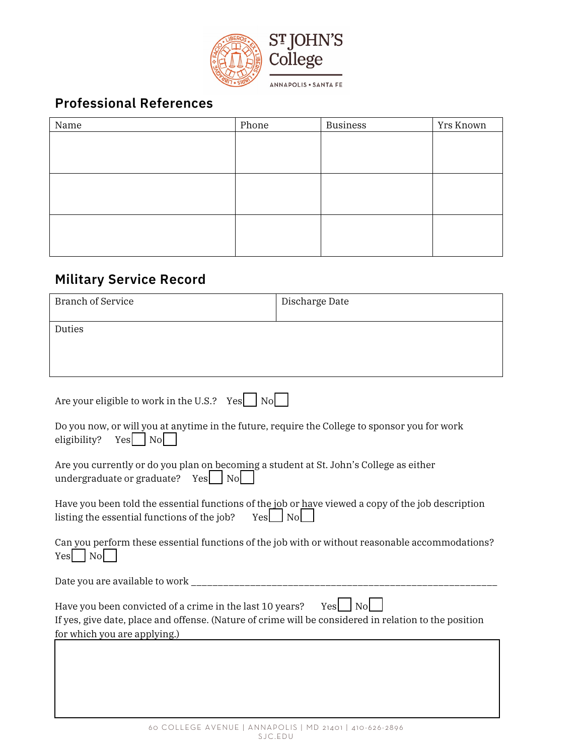## Professional References

| Name | Phone | Business | Yrs Known |
|---|---|---|---|
| | | | |
| | | | |
| | | | |

## Military Service Record

| Branch of Service | Discharge Date |
|---|---|
| Duties | |

Are your eligible to work in the U.S.? Yes ☐ No ☐

Do you now, or will you at anytime in the future, require the College to sponsor you for work eligibility? Yes ☐ No ☐

Are you currently or do you plan on becoming a student at St. John's College as either undergraduate or graduate? Yes ☐ No ☐

Have you been told the essential functions of the job or have viewed a copy of the job description listing the essential functions of the job? Yes ☐ No ☐

Can you perform these essential functions of the job with or without reasonable accommodations? Yes ☐ No ☐

Date you are available to work ________________________________________________________

Have you been convicted of a crime in the last 10 years? Yes ☐ No ☐
If yes, give date, place and offense. (Nature of crime will be considered in relation to the position for which you are applying.)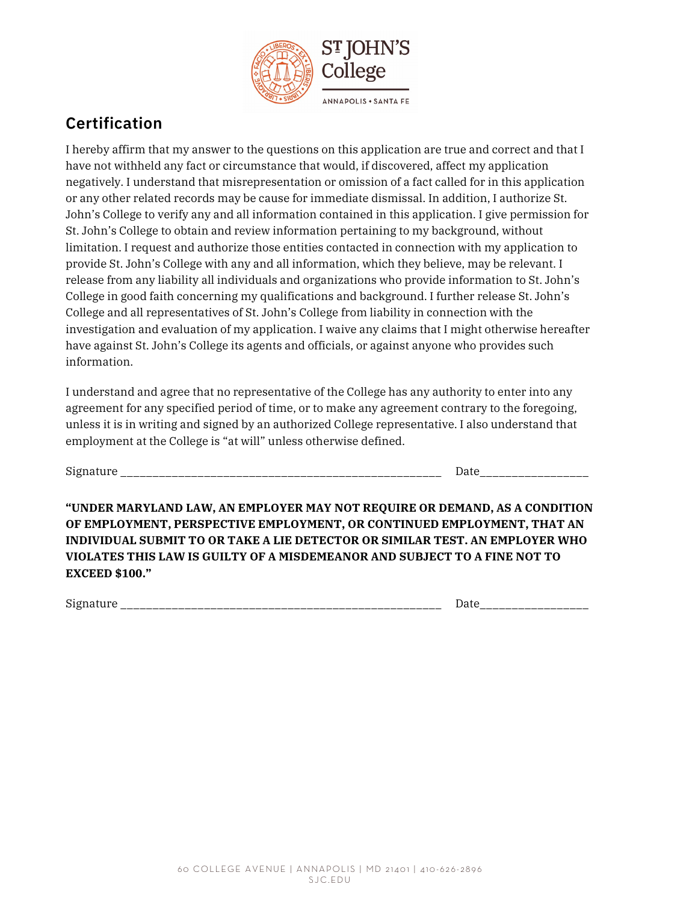## Certification

I hereby affirm that my answer to the questions on this application are true and correct and that I have not withheld any fact or circumstance that would, if discovered, affect my application negatively. I understand that misrepresentation or omission of a fact called for in this application or any other related records may be cause for immediate dismissal. In addition, I authorize St. John's College to verify any and all information contained in this application. I give permission for St. John's College to obtain and review information pertaining to my background, without limitation. I request and authorize those entities contacted in connection with my application to provide St. John's College with any and all information, which they believe, may be relevant. I release from any liability all individuals and organizations who provide information to St. John's College in good faith concerning my qualifications and background. I further release St. John's College and all representatives of St. John's College from liability in connection with the investigation and evaluation of my application. I waive any claims that I might otherwise hereafter have against St. John's College its agents and officials, or against anyone who provides such information.

I understand and agree that no representative of the College has any authority to enter into any agreement for any specified period of time, or to make any agreement contrary to the foregoing, unless it is in writing and signed by an authorized College representative. I also understand that employment at the College is "at will" unless otherwise defined.

Signature ____________________________________________________ Date_________________

**"UNDER MARYLAND LAW, AN EMPLOYER MAY NOT REQUIRE OR DEMAND, AS A CONDITION OF EMPLOYMENT, PERSPECTIVE EMPLOYMENT, OR CONTINUED EMPLOYMENT, THAT AN INDIVIDUAL SUBMIT TO OR TAKE A LIE DETECTOR OR SIMILAR TEST. AN EMPLOYER WHO VIOLATES THIS LAW IS GUILTY OF A MISDEMEANOR AND SUBJECT TO A FINE NOT TO EXCEED $100."**

Signature ____________________________________________________ Date_________________